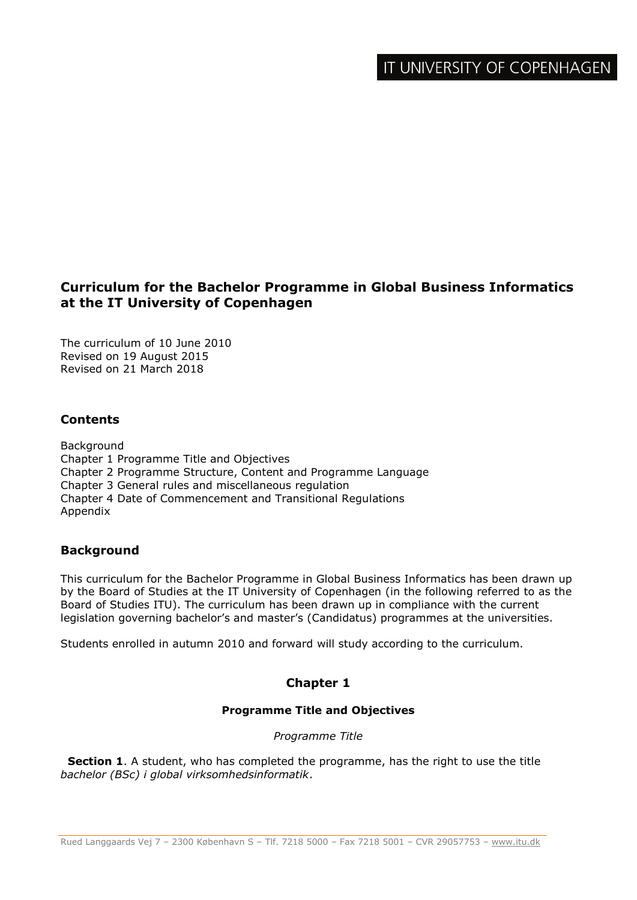IT UNIVERSITY OF COPENHAGEN

# Curriculum for the Bachelor Programme in Global Business Informatics at the IT University of Copenhagen

The curriculum of 10 June 2010
Revised on 19 August 2015
Revised on 21 March 2018

## Contents

Background
Chapter 1 Programme Title and Objectives
Chapter 2 Programme Structure, Content and Programme Language
Chapter 3 General rules and miscellaneous regulation
Chapter 4 Date of Commencement and Transitional Regulations
Appendix

## Background

This curriculum for the Bachelor Programme in Global Business Informatics has been drawn up by the Board of Studies at the IT University of Copenhagen (in the following referred to as the Board of Studies ITU). The curriculum has been drawn up in compliance with the current legislation governing bachelor's and master's (Candidatus) programmes at the universities.

Students enrolled in autumn 2010 and forward will study according to the curriculum.

## Chapter 1

### Programme Title and Objectives

*Programme Title*

**Section 1**. A student, who has completed the programme, has the right to use the title *bachelor (BSc) i global virksomhedsinformatik*.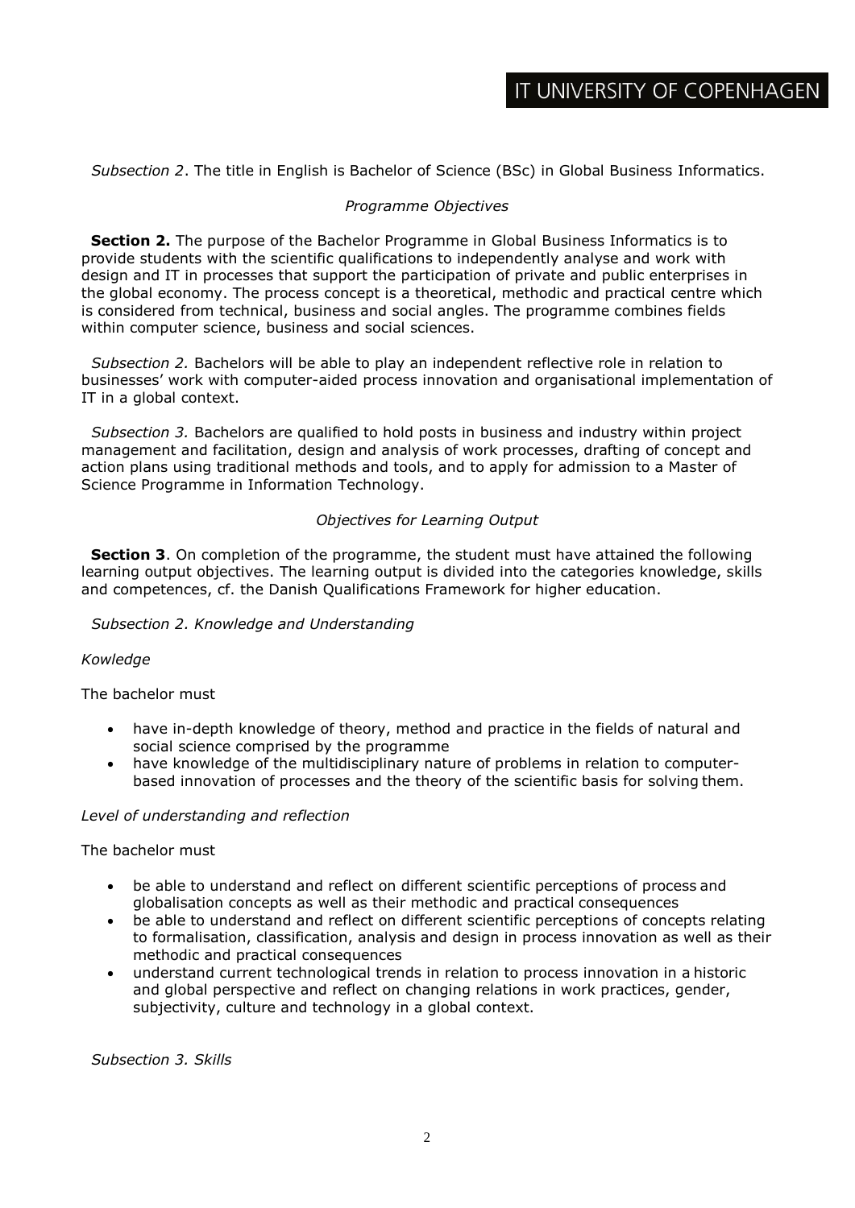*Subsection 2*. The title in English is Bachelor of Science (BSc) in Global Business Informatics.

*Programme Objectives*

**Section 2.** The purpose of the Bachelor Programme in Global Business Informatics is to provide students with the scientific qualifications to independently analyse and work with design and IT in processes that support the participation of private and public enterprises in the global economy. The process concept is a theoretical, methodic and practical centre which is considered from technical, business and social angles. The programme combines fields within computer science, business and social sciences.

*Subsection 2.* Bachelors will be able to play an independent reflective role in relation to businesses' work with computer-aided process innovation and organisational implementation of IT in a global context.

*Subsection 3.* Bachelors are qualified to hold posts in business and industry within project management and facilitation, design and analysis of work processes, drafting of concept and action plans using traditional methods and tools, and to apply for admission to a Master of Science Programme in Information Technology.

*Objectives for Learning Output*

**Section 3**. On completion of the programme, the student must have attained the following learning output objectives. The learning output is divided into the categories knowledge, skills and competences, cf. the Danish Qualifications Framework for higher education.

*Subsection 2. Knowledge and Understanding*

*Kowledge*

The bachelor must

- have in-depth knowledge of theory, method and practice in the fields of natural and social science comprised by the programme
- have knowledge of the multidisciplinary nature of problems in relation to computer-based innovation of processes and the theory of the scientific basis for solving them.

*Level of understanding and reflection*

The bachelor must

- be able to understand and reflect on different scientific perceptions of process and globalisation concepts as well as their methodic and practical consequences
- be able to understand and reflect on different scientific perceptions of concepts relating to formalisation, classification, analysis and design in process innovation as well as their methodic and practical consequences
- understand current technological trends in relation to process innovation in a historic and global perspective and reflect on changing relations in work practices, gender, subjectivity, culture and technology in a global context.

*Subsection 3. Skills*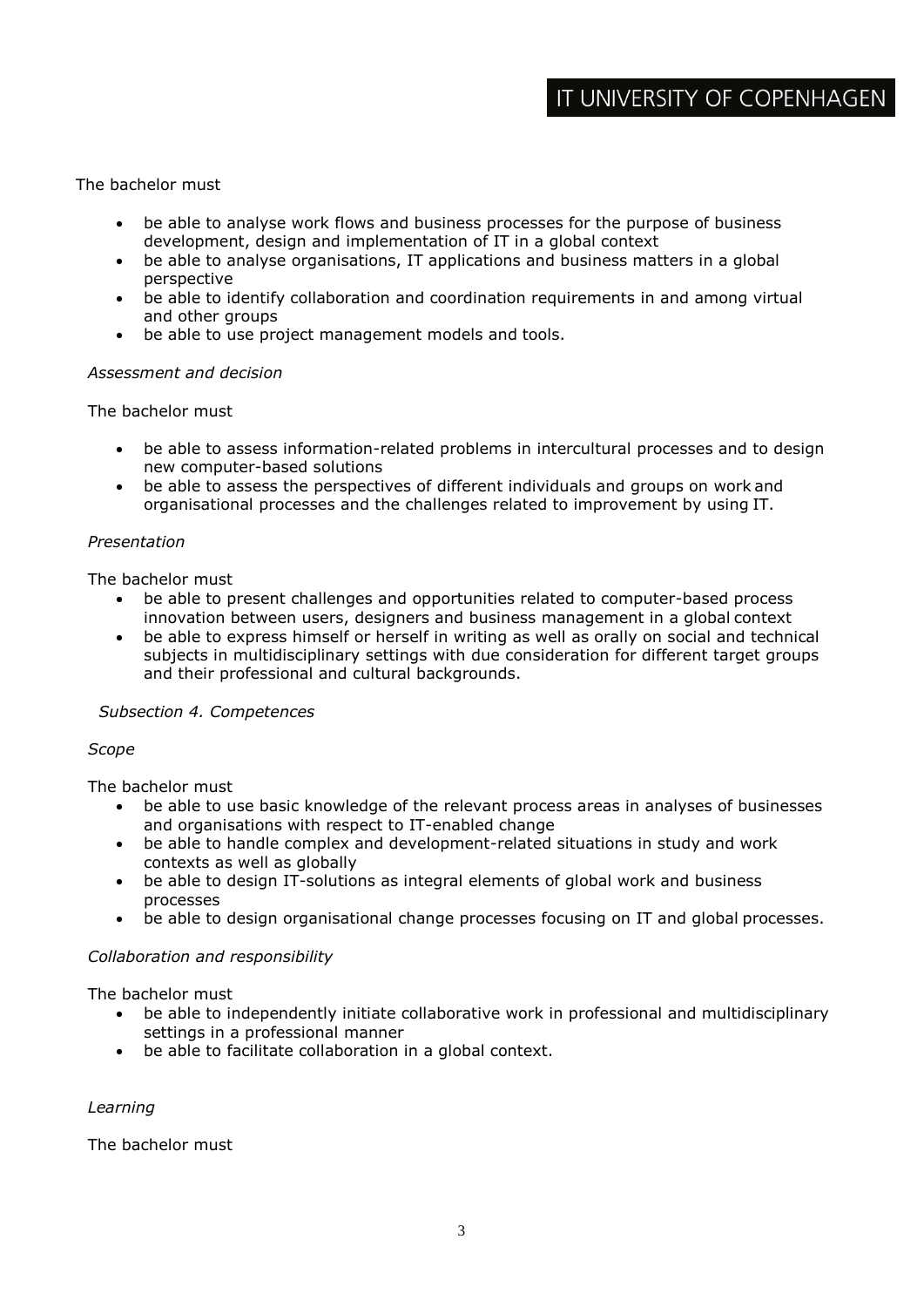The bachelor must

- be able to analyse work flows and business processes for the purpose of business development, design and implementation of IT in a global context
- be able to analyse organisations, IT applications and business matters in a global perspective
- be able to identify collaboration and coordination requirements in and among virtual and other groups
- be able to use project management models and tools.

*Assessment and decision*

The bachelor must

- be able to assess information-related problems in intercultural processes and to design new computer-based solutions
- be able to assess the perspectives of different individuals and groups on work and organisational processes and the challenges related to improvement by using IT.

*Presentation*

The bachelor must

- be able to present challenges and opportunities related to computer-based process innovation between users, designers and business management in a global context
- be able to express himself or herself in writing as well as orally on social and technical subjects in multidisciplinary settings with due consideration for different target groups and their professional and cultural backgrounds.

*Subsection 4. Competences*

*Scope*

The bachelor must

- be able to use basic knowledge of the relevant process areas in analyses of businesses and organisations with respect to IT-enabled change
- be able to handle complex and development-related situations in study and work contexts as well as globally
- be able to design IT-solutions as integral elements of global work and business processes
- be able to design organisational change processes focusing on IT and global processes.

*Collaboration and responsibility*

The bachelor must

- be able to independently initiate collaborative work in professional and multidisciplinary settings in a professional manner
- be able to facilitate collaboration in a global context.

*Learning*

The bachelor must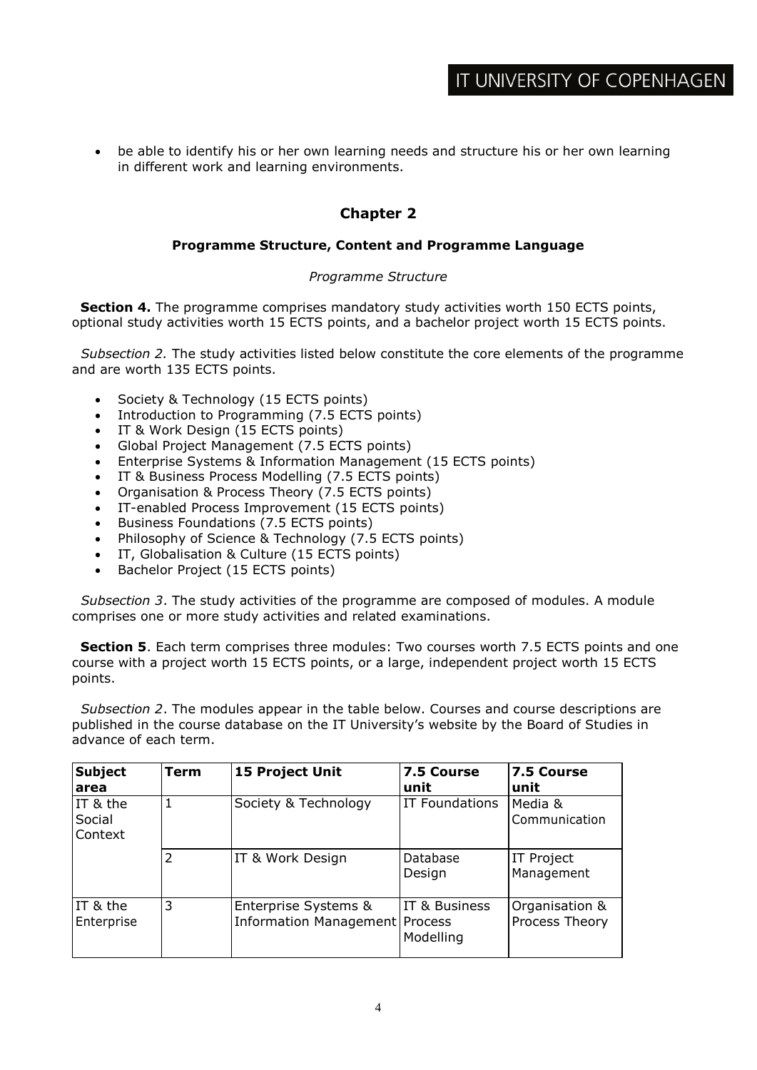- be able to identify his or her own learning needs and structure his or her own learning in different work and learning environments.

## Chapter 2

### Programme Structure, Content and Programme Language

*Programme Structure*

**Section 4.** The programme comprises mandatory study activities worth 150 ECTS points, optional study activities worth 15 ECTS points, and a bachelor project worth 15 ECTS points.

*Subsection 2.* The study activities listed below constitute the core elements of the programme and are worth 135 ECTS points.

- Society & Technology (15 ECTS points)
- Introduction to Programming (7.5 ECTS points)
- IT & Work Design (15 ECTS points)
- Global Project Management (7.5 ECTS points)
- Enterprise Systems & Information Management (15 ECTS points)
- IT & Business Process Modelling (7.5 ECTS points)
- Organisation & Process Theory (7.5 ECTS points)
- IT-enabled Process Improvement (15 ECTS points)
- Business Foundations (7.5 ECTS points)
- Philosophy of Science & Technology (7.5 ECTS points)
- IT, Globalisation & Culture (15 ECTS points)
- Bachelor Project (15 ECTS points)

*Subsection 3*. The study activities of the programme are composed of modules. A module comprises one or more study activities and related examinations.

**Section 5**. Each term comprises three modules: Two courses worth 7.5 ECTS points and one course with a project worth 15 ECTS points, or a large, independent project worth 15 ECTS points.

*Subsection 2*. The modules appear in the table below. Courses and course descriptions are published in the course database on the IT University's website by the Board of Studies in advance of each term.

| Subject area | Term | 15 Project Unit | 7.5 Course unit | 7.5 Course unit |
|---|---|---|---|---|
| IT & the Social Context | 1 | Society & Technology | IT Foundations | Media & Communication |
| | 2 | IT & Work Design | Database Design | IT Project Management |
| IT & the Enterprise | 3 | Enterprise Systems & Information Management | IT & Business Process Modelling | Organisation & Process Theory |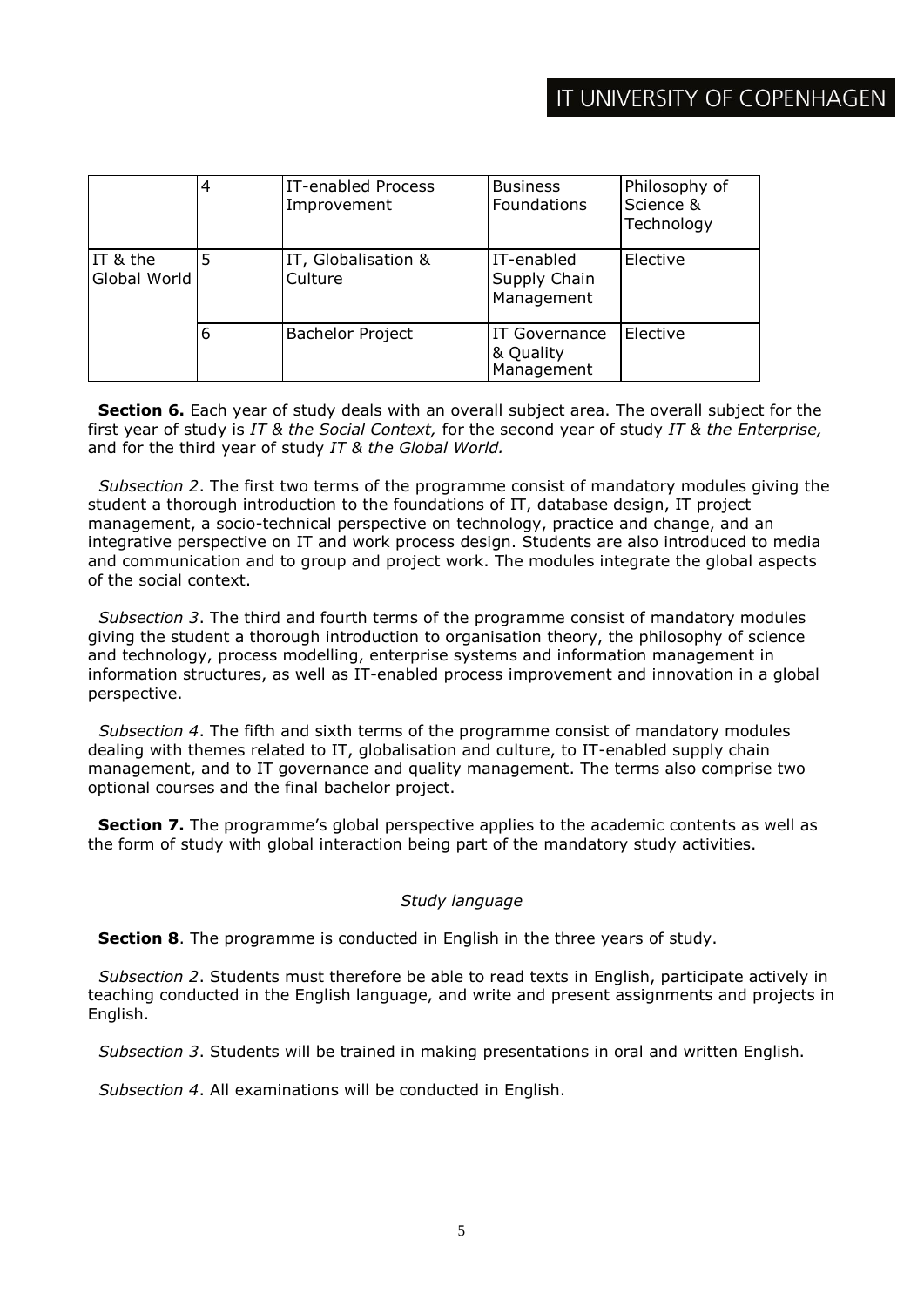| | 4 | IT-enabled Process Improvement | Business Foundations | Philosophy of Science & Technology |
|---|---|---|---|---|
| IT & the Global World | 5 | IT, Globalisation & Culture | IT-enabled Supply Chain Management | Elective |
| | 6 | Bachelor Project | IT Governance & Quality Management | Elective |

**Section 6.** Each year of study deals with an overall subject area. The overall subject for the first year of study is *IT & the Social Context,* for the second year of study *IT & the Enterprise,* and for the third year of study *IT & the Global World.*

*Subsection 2*. The first two terms of the programme consist of mandatory modules giving the student a thorough introduction to the foundations of IT, database design, IT project management, a socio-technical perspective on technology, practice and change, and an integrative perspective on IT and work process design. Students are also introduced to media and communication and to group and project work. The modules integrate the global aspects of the social context.

*Subsection 3*. The third and fourth terms of the programme consist of mandatory modules giving the student a thorough introduction to organisation theory, the philosophy of science and technology, process modelling, enterprise systems and information management in information structures, as well as IT-enabled process improvement and innovation in a global perspective.

*Subsection 4*. The fifth and sixth terms of the programme consist of mandatory modules dealing with themes related to IT, globalisation and culture, to IT-enabled supply chain management, and to IT governance and quality management. The terms also comprise two optional courses and the final bachelor project.

**Section 7.** The programme's global perspective applies to the academic contents as well as the form of study with global interaction being part of the mandatory study activities.

*Study language*

**Section 8**. The programme is conducted in English in the three years of study.

*Subsection 2*. Students must therefore be able to read texts in English, participate actively in teaching conducted in the English language, and write and present assignments and projects in English.

*Subsection 3*. Students will be trained in making presentations in oral and written English.

*Subsection 4*. All examinations will be conducted in English.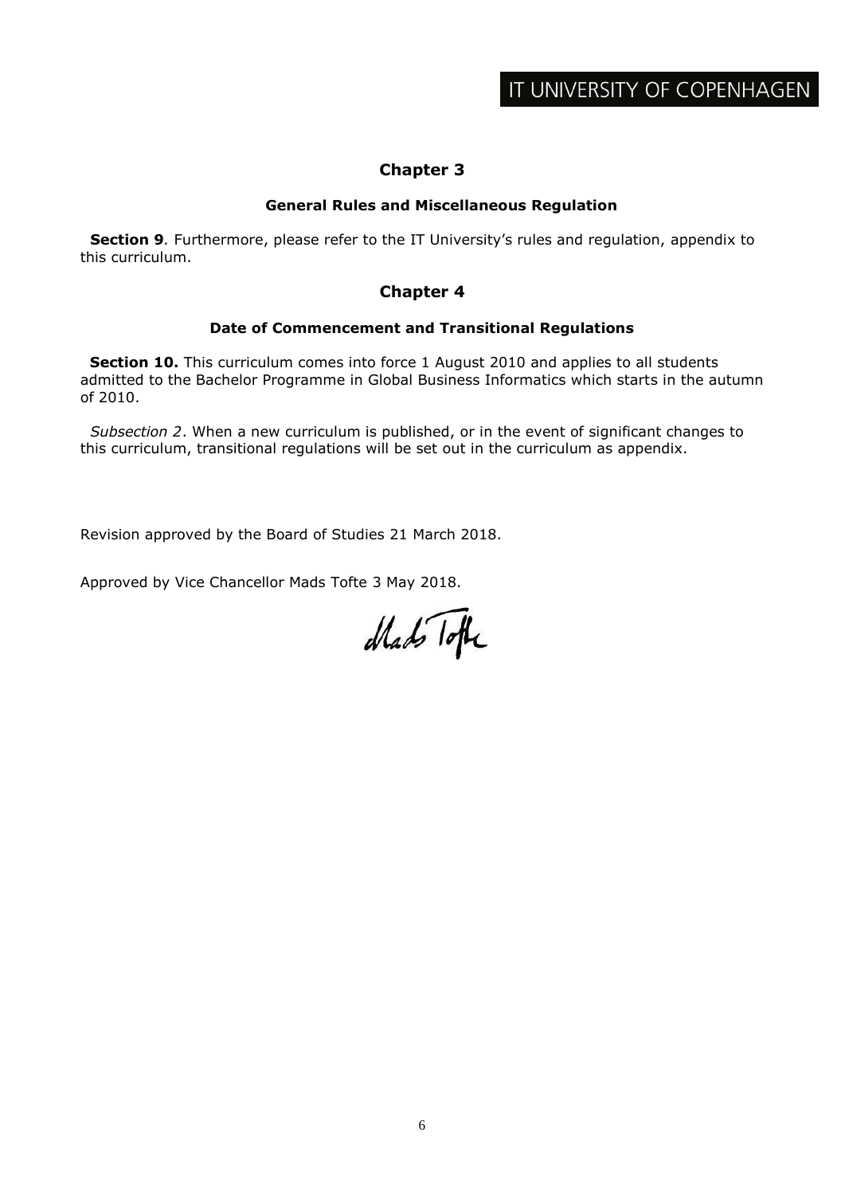## Chapter 3

### General Rules and Miscellaneous Regulation

**Section 9**. Furthermore, please refer to the IT University's rules and regulation, appendix to this curriculum.

## Chapter 4

### Date of Commencement and Transitional Regulations

**Section 10.** This curriculum comes into force 1 August 2010 and applies to all students admitted to the Bachelor Programme in Global Business Informatics which starts in the autumn of 2010.

*Subsection 2*. When a new curriculum is published, or in the event of significant changes to this curriculum, transitional regulations will be set out in the curriculum as appendix.

Revision approved by the Board of Studies 21 March 2018.

Approved by Vice Chancellor Mads Tofte 3 May 2018.

Mads Tofte